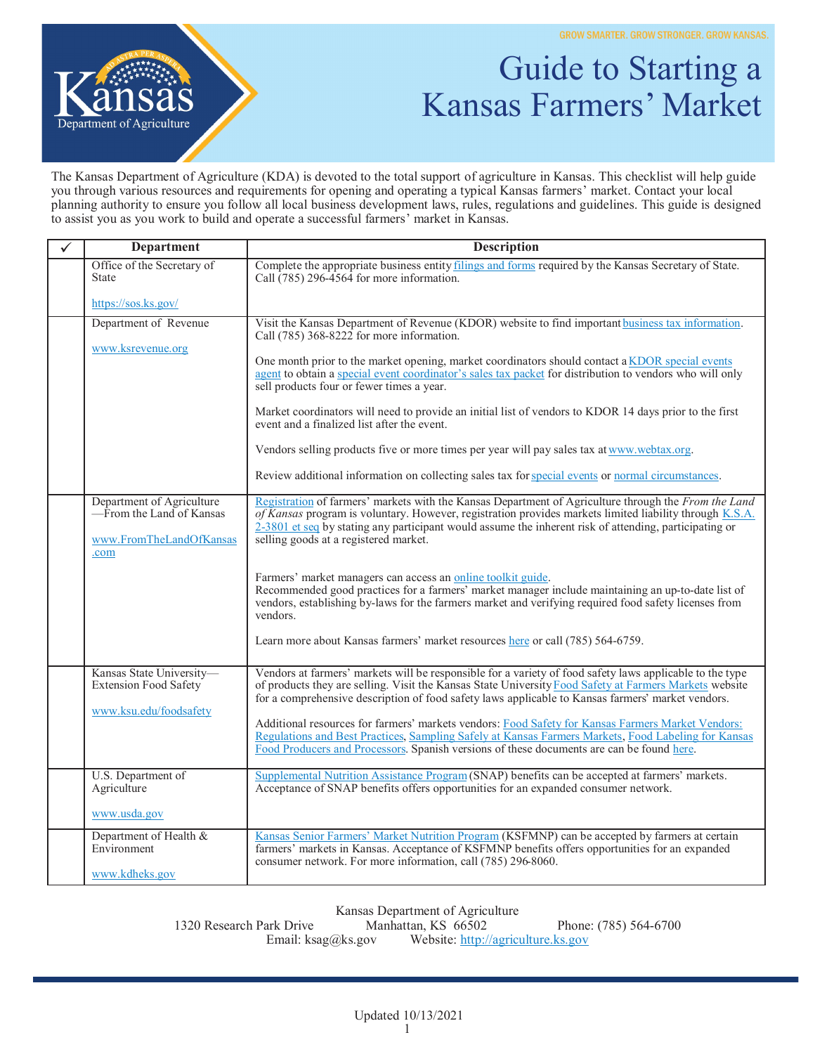GROW SMARTER. GROW STRONGER. GROW KANSAS.

# Guide to Starting a Kansas Farmers' Market

The Kansas Department of Agriculture (KDA) is devoted to the total support of agriculture in Kansas. This checklist will help guide you through various resources and requirements for opening and operating a typical Kansas farmers' market. Contact your local planning authority to ensure you follow all local business development laws, rules, regulations and guidelines. This guide is designed to assist you as you work to build and operate a successful farmers' market in Kansas.

| ✓ | Department | Description |
|---|---|---|
| | Office of the Secretary of State<br><br>https://sos.ks.gov/ | Complete the appropriate business entity filings and forms required by the Kansas Secretary of State. Call (785) 296-4564 for more information. |
| | Department of Revenue<br><br>www.ksrevenue.org | Visit the Kansas Department of Revenue (KDOR) website to find important business tax information. Call (785) 368-8222 for more information.<br><br>One month prior to the market opening, market coordinators should contact a KDOR special events agent to obtain a special event coordinator's sales tax packet for distribution to vendors who will only sell products four or fewer times a year.<br><br>Market coordinators will need to provide an initial list of vendors to KDOR 14 days prior to the first event and a finalized list after the event.<br><br>Vendors selling products five or more times per year will pay sales tax at www.webtax.org.<br><br>Review additional information on collecting sales tax for special events or normal circumstances. |
| | Department of Agriculture —From the Land of Kansas<br><br>www.FromTheLandOfKansas.com | Registration of farmers' markets with the Kansas Department of Agriculture through the *From the Land of Kansas* program is voluntary. However, registration provides markets limited liability through K.S.A. 2-3801 et seq by stating any participant would assume the inherent risk of attending, participating or selling goods at a registered market.<br><br>Farmers' market managers can access an online toolkit guide.<br>Recommended good practices for a farmers' market manager include maintaining an up-to-date list of vendors, establishing by-laws for the farmers market and verifying required food safety licenses from vendors.<br><br>Learn more about Kansas farmers' market resources here or call (785) 564-6759. |
| | Kansas State University—Extension Food Safety<br><br>www.ksu.edu/foodsafety | Vendors at farmers' markets will be responsible for a variety of food safety laws applicable to the type of products they are selling. Visit the Kansas State University Food Safety at Farmers Markets website for a comprehensive description of food safety laws applicable to Kansas farmers' market vendors.<br><br>Additional resources for farmers' markets vendors: Food Safety for Kansas Farmers Market Vendors: Regulations and Best Practices, Sampling Safely at Kansas Farmers Markets, Food Labeling for Kansas Food Producers and Processors. Spanish versions of these documents are can be found here. |
| | U.S. Department of Agriculture<br><br>www.usda.gov | Supplemental Nutrition Assistance Program (SNAP) benefits can be accepted at farmers' markets. Acceptance of SNAP benefits offers opportunities for an expanded consumer network. |
| | Department of Health & Environment<br><br>www.kdheks.gov | Kansas Senior Farmers' Market Nutrition Program (KSFMNP) can be accepted by farmers at certain farmers' markets in Kansas. Acceptance of KSFMNP benefits offers opportunities for an expanded consumer network. For more information, call (785) 296-8060. |

Kansas Department of Agriculture
1320 Research Park Drive Manhattan, KS 66502 Phone: (785) 564-6700
Email: ksag@ks.gov Website: http://agriculture.ks.gov

Updated 10/13/2021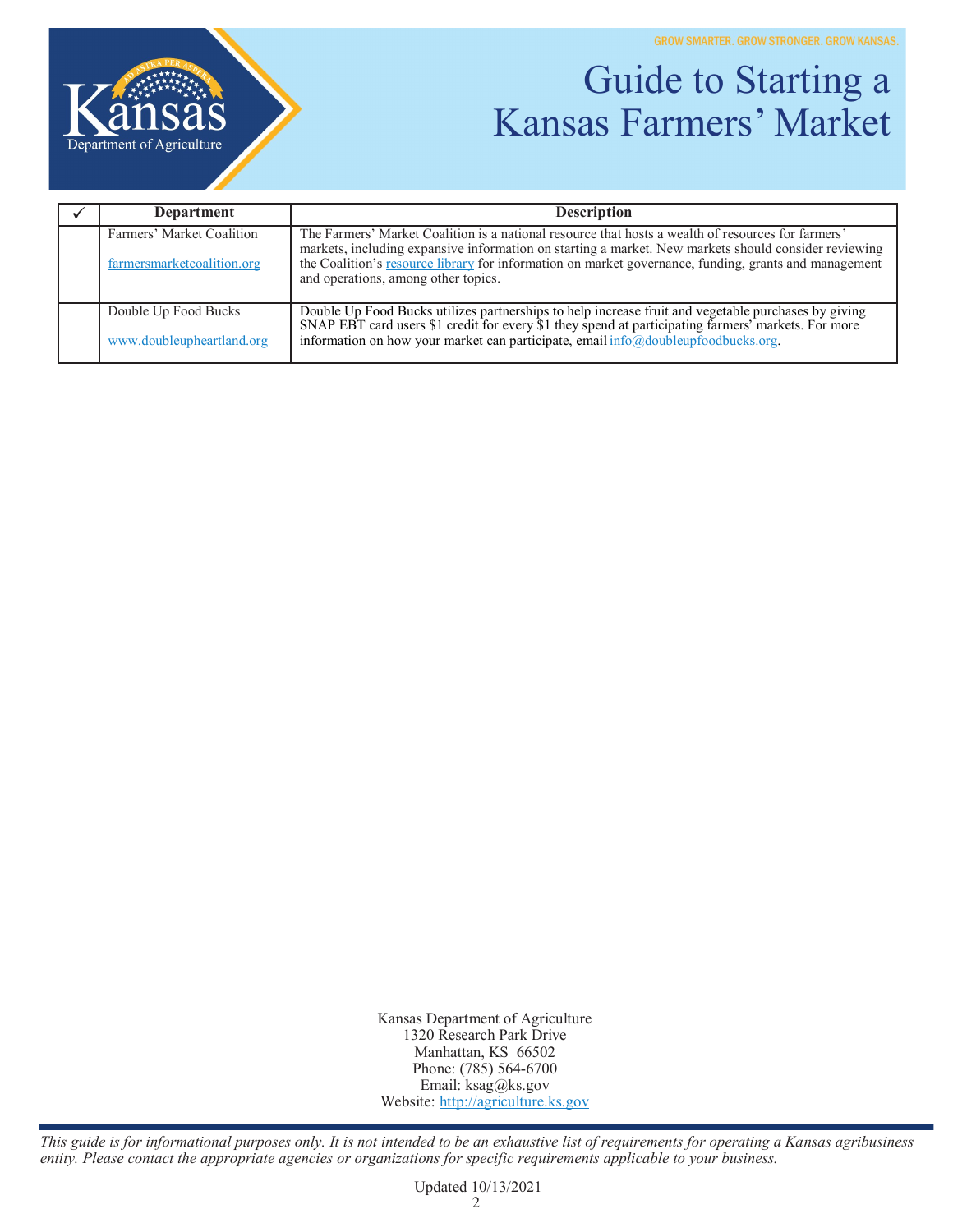# Guide to Starting a Kansas Farmers' Market

GROW SMARTER. GROW STRONGER. GROW KANSAS.

| ✓ | Department | Description |
|---|---|---|
| | Farmers' Market Coalition<br><br>farmersmarketcoalition.org | The Farmers' Market Coalition is a national resource that hosts a wealth of resources for farmers' markets, including expansive information on starting a market. New markets should consider reviewing the Coalition's resource library for information on market governance, funding, grants and management and operations, among other topics. |
| | Double Up Food Bucks<br><br>www.doubleupheartland.org | Double Up Food Bucks utilizes partnerships to help increase fruit and vegetable purchases by giving SNAP EBT card users $1 credit for every $1 they spend at participating farmers' markets. For more information on how your market can participate, email info@doubleupfoodbucks.org. |

Kansas Department of Agriculture
1320 Research Park Drive
Manhattan, KS 66502
Phone: (785) 564-6700
Email: ksag@ks.gov
Website: http://agriculture.ks.gov

*This guide is for informational purposes only. It is not intended to be an exhaustive list of requirements for operating a Kansas agribusiness entity. Please contact the appropriate agencies or organizations for specific requirements applicable to your business.*

Updated 10/13/2021